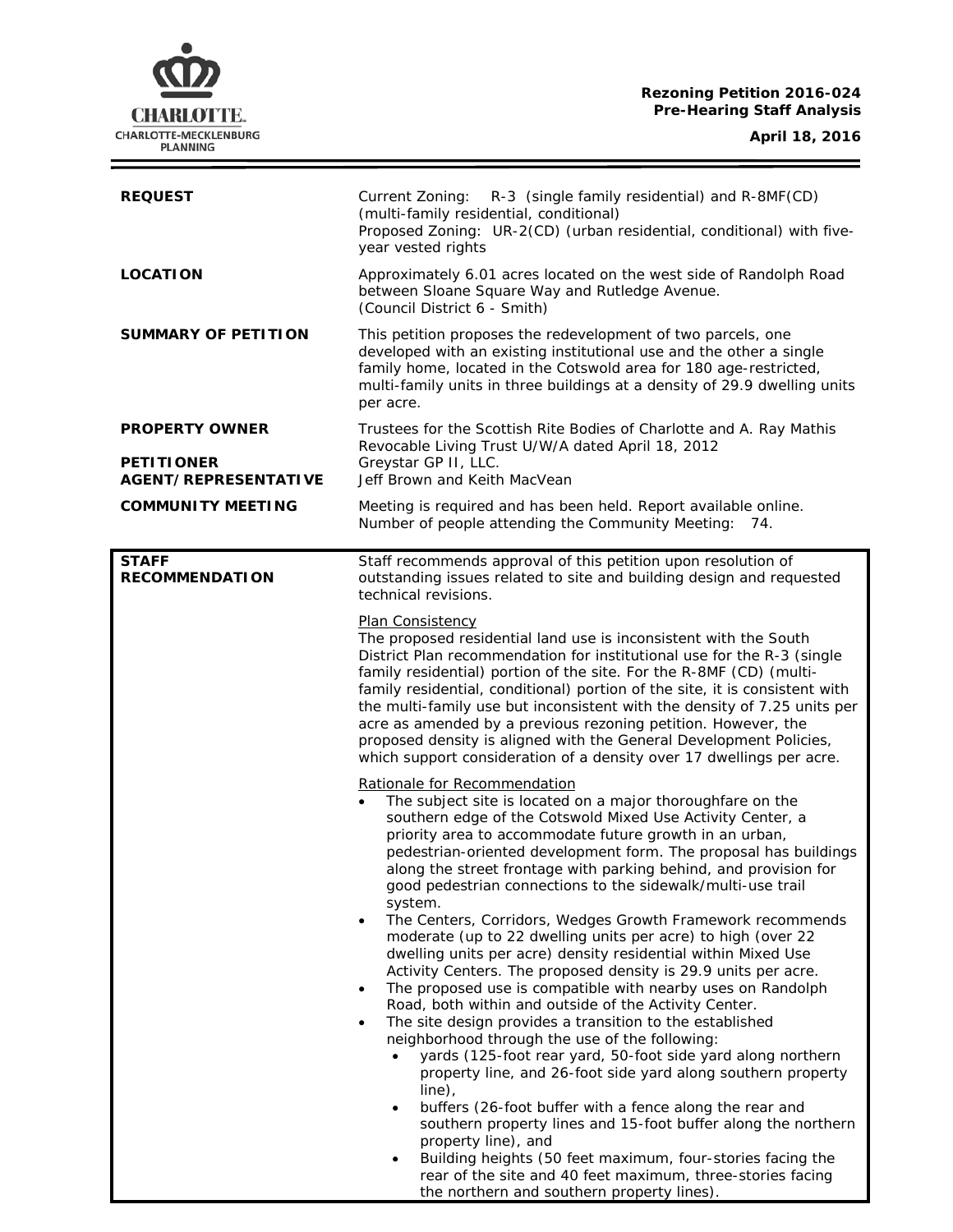**Rezoning Petition 2016-024**
**Pre-Hearing Staff Analysis**

**April 18, 2016**

| | |
|---|---|
| **REQUEST** | Current Zoning: R-3 (single family residential) and R-8MF(CD) (multi-family residential, conditional)<br>Proposed Zoning: UR-2(CD) (urban residential, conditional) with five-year vested rights |
| **LOCATION** | Approximately 6.01 acres located on the west side of Randolph Road between Sloane Square Way and Rutledge Avenue.<br>(Council District 6 - Smith) |
| **SUMMARY OF PETITION** | This petition proposes the redevelopment of two parcels, one developed with an existing institutional use and the other a single family home, located in the Cotswold area for 180 age-restricted, multi-family units in three buildings at a density of 29.9 dwelling units per acre. |
| **PROPERTY OWNER** | Trustees for the Scottish Rite Bodies of Charlotte and A. Ray Mathis Revocable Living Trust U/W/A dated April 18, 2012 |
| **PETITIONER** | Greystar GP II, LLC. |
| **AGENT/REPRESENTATIVE** | Jeff Brown and Keith MacVean |
| **COMMUNITY MEETING** | Meeting is required and has been held. Report available online.<br>Number of people attending the Community Meeting: 74. |

**STAFF RECOMMENDATION**

Staff recommends approval of this petition upon resolution of outstanding issues related to site and building design and requested technical revisions.

Plan Consistency

The proposed residential land use is inconsistent with the South District Plan recommendation for institutional use for the R-3 (single family residential) portion of the site. For the R-8MF (CD) (multi-family residential, conditional) portion of the site, it is consistent with the multi-family use but inconsistent with the density of 7.25 units per acre as amended by a previous rezoning petition. However, the proposed density is aligned with the General Development Policies, which support consideration of a density over 17 dwellings per acre.

Rationale for Recommendation

- The subject site is located on a major thoroughfare on the southern edge of the Cotswold Mixed Use Activity Center, a priority area to accommodate future growth in an urban, pedestrian-oriented development form. The proposal has buildings along the street frontage with parking behind, and provision for good pedestrian connections to the sidewalk/multi-use trail system.
- The Centers, Corridors, Wedges Growth Framework recommends moderate (up to 22 dwelling units per acre) to high (over 22 dwelling units per acre) density residential within Mixed Use Activity Centers. The proposed density is 29.9 units per acre.
- The proposed use is compatible with nearby uses on Randolph Road, both within and outside of the Activity Center.
- The site design provides a transition to the established neighborhood through the use of the following:
  - yards (125-foot rear yard, 50-foot side yard along northern property line, and 26-foot side yard along southern property line),
  - buffers (26-foot buffer with a fence along the rear and southern property lines and 15-foot buffer along the northern property line), and
  - Building heights (50 feet maximum, four-stories facing the rear of the site and 40 feet maximum, three-stories facing the northern and southern property lines).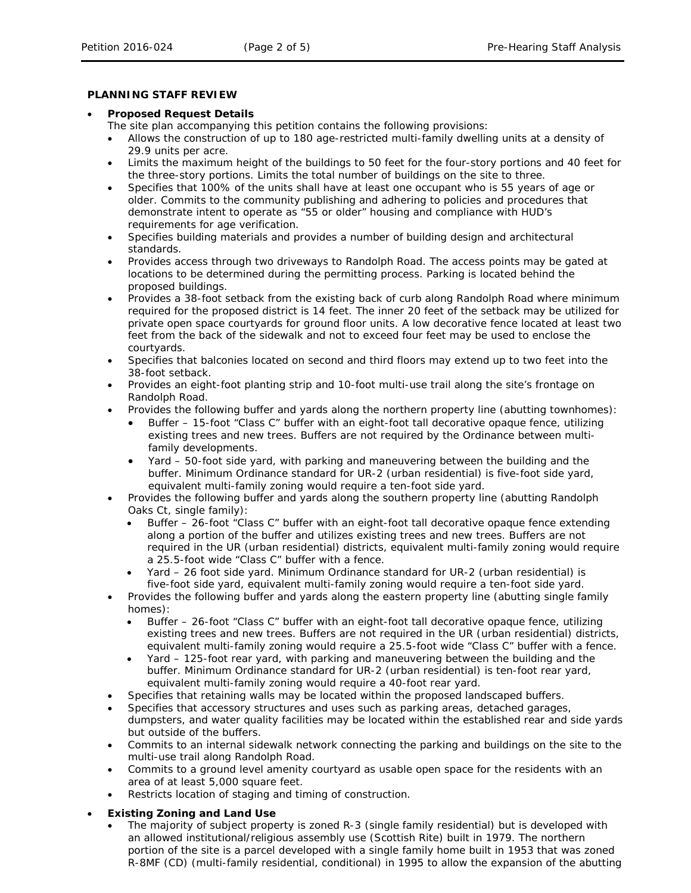**PLANNING STAFF REVIEW**

- **Proposed Request Details**

  The site plan accompanying this petition contains the following provisions:
  - Allows the construction of up to 180 age-restricted multi-family dwelling units at a density of 29.9 units per acre.
  - Limits the maximum height of the buildings to 50 feet for the four-story portions and 40 feet for the three-story portions. Limits the total number of buildings on the site to three.
  - Specifies that 100% of the units shall have at least one occupant who is 55 years of age or older. Commits to the community publishing and adhering to policies and procedures that demonstrate intent to operate as "55 or older" housing and compliance with HUD's requirements for age verification.
  - Specifies building materials and provides a number of building design and architectural standards.
  - Provides access through two driveways to Randolph Road. The access points may be gated at locations to be determined during the permitting process. Parking is located behind the proposed buildings.
  - Provides a 38-foot setback from the existing back of curb along Randolph Road where minimum required for the proposed district is 14 feet. The inner 20 feet of the setback may be utilized for private open space courtyards for ground floor units. A low decorative fence located at least two feet from the back of the sidewalk and not to exceed four feet may be used to enclose the courtyards.
  - Specifies that balconies located on second and third floors may extend up to two feet into the 38-foot setback.
  - Provides an eight-foot planting strip and 10-foot multi-use trail along the site's frontage on Randolph Road.
  - Provides the following buffer and yards along the northern property line (abutting townhomes):
    - Buffer – 15-foot "Class C" buffer with an eight-foot tall decorative opaque fence, utilizing existing trees and new trees. Buffers are not required by the Ordinance between multi-family developments.
    - Yard – 50-foot side yard, with parking and maneuvering between the building and the buffer. Minimum Ordinance standard for UR-2 (urban residential) is five-foot side yard, equivalent multi-family zoning would require a ten-foot side yard.
  - Provides the following buffer and yards along the southern property line (abutting Randolph Oaks Ct, single family):
    - Buffer – 26-foot "Class C" buffer with an eight-foot tall decorative opaque fence extending along a portion of the buffer and utilizes existing trees and new trees. Buffers are not required in the UR (urban residential) districts, equivalent multi-family zoning would require a 25.5-foot wide "Class C" buffer with a fence.
    - Yard – 26 foot side yard. Minimum Ordinance standard for UR-2 (urban residential) is five-foot side yard, equivalent multi-family zoning would require a ten-foot side yard.
  - Provides the following buffer and yards along the eastern property line (abutting single family homes):
    - Buffer – 26-foot "Class C" buffer with an eight-foot tall decorative opaque fence, utilizing existing trees and new trees. Buffers are not required in the UR (urban residential) districts, equivalent multi-family zoning would require a 25.5-foot wide "Class C" buffer with a fence.
    - Yard – 125-foot rear yard, with parking and maneuvering between the building and the buffer. Minimum Ordinance standard for UR-2 (urban residential) is ten-foot rear yard, equivalent multi-family zoning would require a 40-foot rear yard.
  - Specifies that retaining walls may be located within the proposed landscaped buffers.
  - Specifies that accessory structures and uses such as parking areas, detached garages, dumpsters, and water quality facilities may be located within the established rear and side yards but outside of the buffers.
  - Commits to an internal sidewalk network connecting the parking and buildings on the site to the multi-use trail along Randolph Road.
  - Commits to a ground level amenity courtyard as usable open space for the residents with an area of at least 5,000 square feet.
  - Restricts location of staging and timing of construction.

- **Existing Zoning and Land Use**
  - The majority of subject property is zoned R-3 (single family residential) but is developed with an allowed institutional/religious assembly use (Scottish Rite) built in 1979. The northern portion of the site is a parcel developed with a single family home built in 1953 that was zoned R-8MF (CD) (multi-family residential, conditional) in 1995 to allow the expansion of the abutting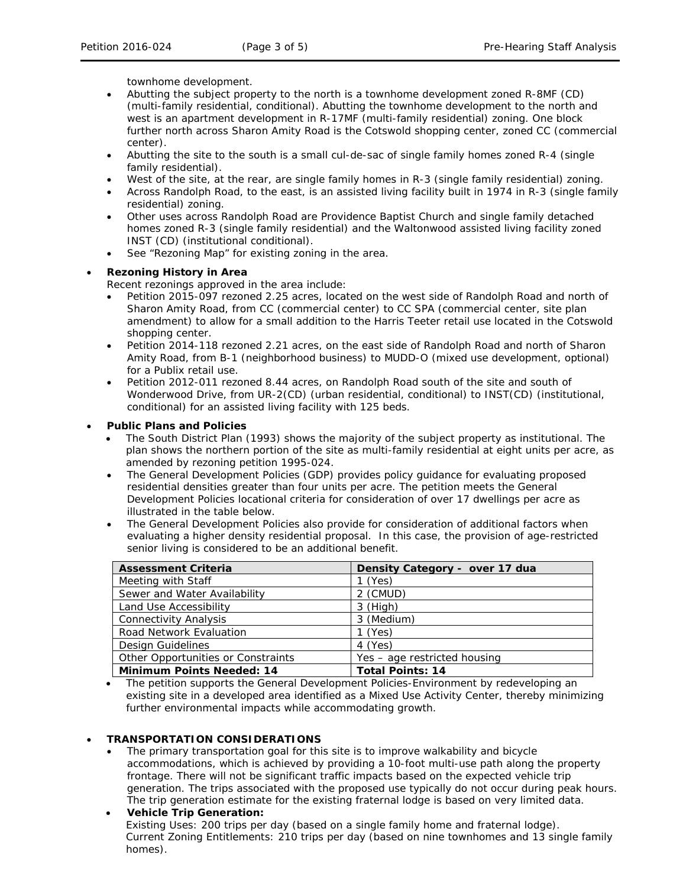townhome development.

- Abutting the subject property to the north is a townhome development zoned R-8MF (CD) (multi-family residential, conditional). Abutting the townhome development to the north and west is an apartment development in R-17MF (multi-family residential) zoning. One block further north across Sharon Amity Road is the Cotswold shopping center, zoned CC (commercial center).
- Abutting the site to the south is a small cul-de-sac of single family homes zoned R-4 (single family residential).
- West of the site, at the rear, are single family homes in R-3 (single family residential) zoning.
- Across Randolph Road, to the east, is an assisted living facility built in 1974 in R-3 (single family residential) zoning.
- Other uses across Randolph Road are Providence Baptist Church and single family detached homes zoned R-3 (single family residential) and the Waltonwood assisted living facility zoned INST (CD) (institutional conditional).
- See "Rezoning Map" for existing zoning in the area.

- **Rezoning History in Area**

  Recent rezonings approved in the area include:
  - Petition 2015-097 rezoned 2.25 acres, located on the west side of Randolph Road and north of Sharon Amity Road, from CC (commercial center) to CC SPA (commercial center, site plan amendment) to allow for a small addition to the Harris Teeter retail use located in the Cotswold shopping center.
  - Petition 2014-118 rezoned 2.21 acres, on the east side of Randolph Road and north of Sharon Amity Road, from B-1 (neighborhood business) to MUDD-O (mixed use development, optional) for a Publix retail use.
  - Petition 2012-011 rezoned 8.44 acres, on Randolph Road south of the site and south of Wonderwood Drive, from UR-2(CD) (urban residential, conditional) to INST(CD) (institutional, conditional) for an assisted living facility with 125 beds.

- **Public Plans and Policies**
  - The South District Plan (1993) shows the majority of the subject property as institutional. The plan shows the northern portion of the site as multi-family residential at eight units per acre, as amended by rezoning petition 1995-024.
  - The General Development Policies (GDP) provides policy guidance for evaluating proposed residential densities greater than four units per acre. The petition meets the General Development Policies locational criteria for consideration of over 17 dwellings per acre as illustrated in the table below.
  - The General Development Policies also provide for consideration of additional factors when evaluating a higher density residential proposal. In this case, the provision of age-restricted senior living is considered to be an additional benefit.

| **Assessment Criteria** | **Density Category - over 17 dua** |
|---|---|
| Meeting with Staff | 1 (Yes) |
| Sewer and Water Availability | 2 (CMUD) |
| Land Use Accessibility | 3 (High) |
| Connectivity Analysis | 3 (Medium) |
| Road Network Evaluation | 1 (Yes) |
| Design Guidelines | 4 (Yes) |
| Other Opportunities or Constraints | Yes – age restricted housing |
| **Minimum Points Needed: 14** | **Total Points: 14** |

  - The petition supports the General Development Policies-Environment by redeveloping an existing site in a developed area identified as a Mixed Use Activity Center, thereby minimizing further environmental impacts while accommodating growth.

- **TRANSPORTATION CONSIDERATIONS**
  - The primary transportation goal for this site is to improve walkability and bicycle accommodations, which is achieved by providing a 10-foot multi-use path along the property frontage. There will not be significant traffic impacts based on the expected vehicle trip generation. The trips associated with the proposed use typically do not occur during peak hours. The trip generation estimate for the existing fraternal lodge is based on very limited data.
  - **Vehicle Trip Generation:**

    Existing Uses: 200 trips per day (based on a single family home and fraternal lodge).

    Current Zoning Entitlements: 210 trips per day (based on nine townhomes and 13 single family homes).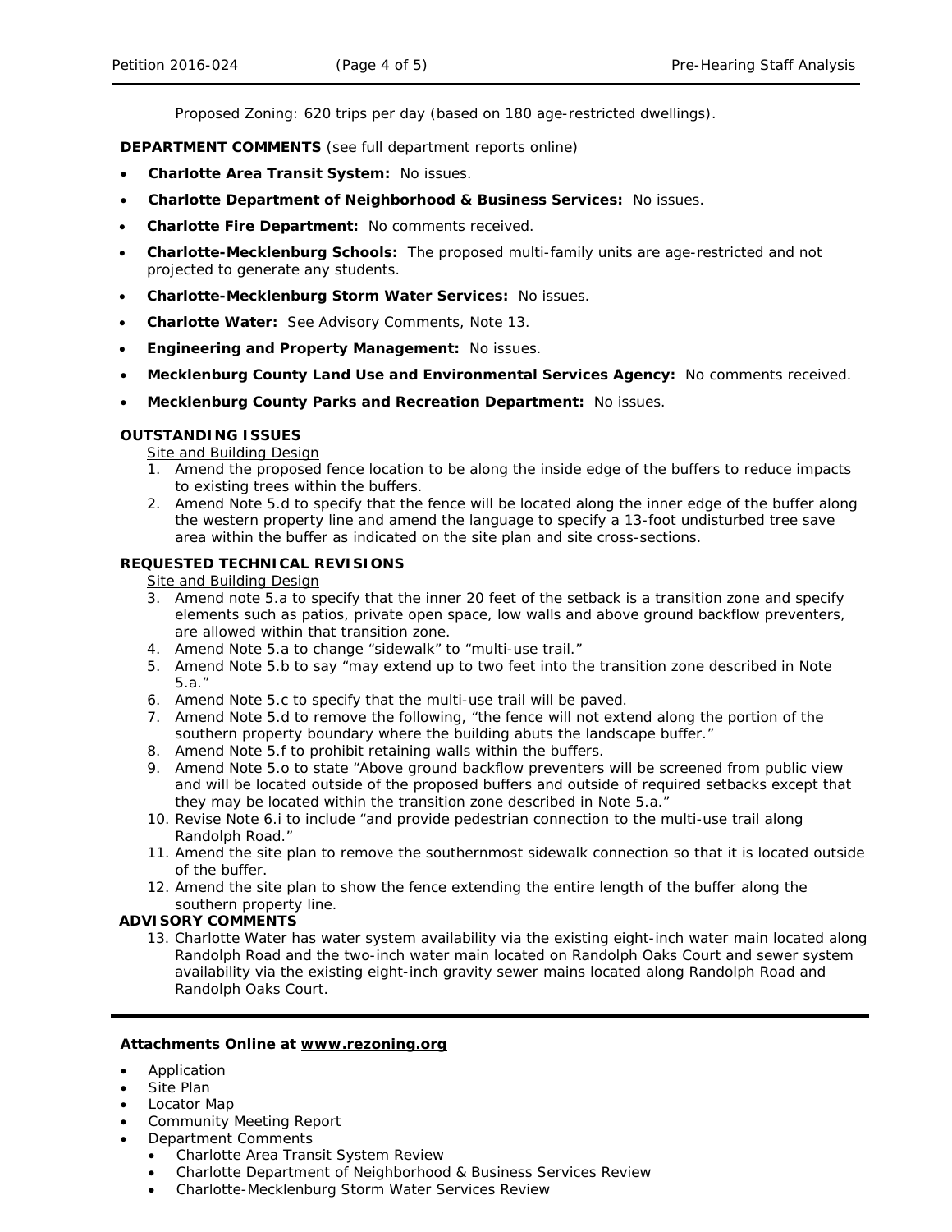Proposed Zoning: 620 trips per day (based on 180 age-restricted dwellings).

**DEPARTMENT COMMENTS** (see full department reports online)

- **Charlotte Area Transit System:** No issues.
- **Charlotte Department of Neighborhood & Business Services:** No issues.
- **Charlotte Fire Department:** No comments received.
- **Charlotte-Mecklenburg Schools:** The proposed multi-family units are age-restricted and not projected to generate any students.
- **Charlotte-Mecklenburg Storm Water Services:** No issues.
- **Charlotte Water:** See Advisory Comments, Note 13.
- **Engineering and Property Management:** No issues.
- **Mecklenburg County Land Use and Environmental Services Agency:** No comments received.
- **Mecklenburg County Parks and Recreation Department:** No issues.

**OUTSTANDING ISSUES**

Site and Building Design

1. Amend the proposed fence location to be along the inside edge of the buffers to reduce impacts to existing trees within the buffers.
2. Amend Note 5.d to specify that the fence will be located along the inner edge of the buffer along the western property line and amend the language to specify a 13-foot undisturbed tree save area within the buffer as indicated on the site plan and site cross-sections.

**REQUESTED TECHNICAL REVISIONS**

Site and Building Design

3. Amend note 5.a to specify that the inner 20 feet of the setback is a transition zone and specify elements such as patios, private open space, low walls and above ground backflow preventers, are allowed within that transition zone.
4. Amend Note 5.a to change "sidewalk" to "multi-use trail."
5. Amend Note 5.b to say "may extend up to two feet into the transition zone described in Note 5.a."
6. Amend Note 5.c to specify that the multi-use trail will be paved.
7. Amend Note 5.d to remove the following, "the fence will not extend along the portion of the southern property boundary where the building abuts the landscape buffer."
8. Amend Note 5.f to prohibit retaining walls within the buffers.
9. Amend Note 5.o to state "Above ground backflow preventers will be screened from public view and will be located outside of the proposed buffers and outside of required setbacks except that they may be located within the transition zone described in Note 5.a."
10. Revise Note 6.i to include "and provide pedestrian connection to the multi-use trail along Randolph Road."
11. Amend the site plan to remove the southernmost sidewalk connection so that it is located outside of the buffer.
12. Amend the site plan to show the fence extending the entire length of the buffer along the southern property line.

**ADVISORY COMMENTS**

13. Charlotte Water has water system availability via the existing eight-inch water main located along Randolph Road and the two-inch water main located on Randolph Oaks Court and sewer system availability via the existing eight-inch gravity sewer mains located along Randolph Road and Randolph Oaks Court.

---

**Attachments Online at www.rezoning.org**

- Application
- Site Plan
- Locator Map
- Community Meeting Report
- Department Comments
  - Charlotte Area Transit System Review
  - Charlotte Department of Neighborhood & Business Services Review
  - Charlotte-Mecklenburg Storm Water Services Review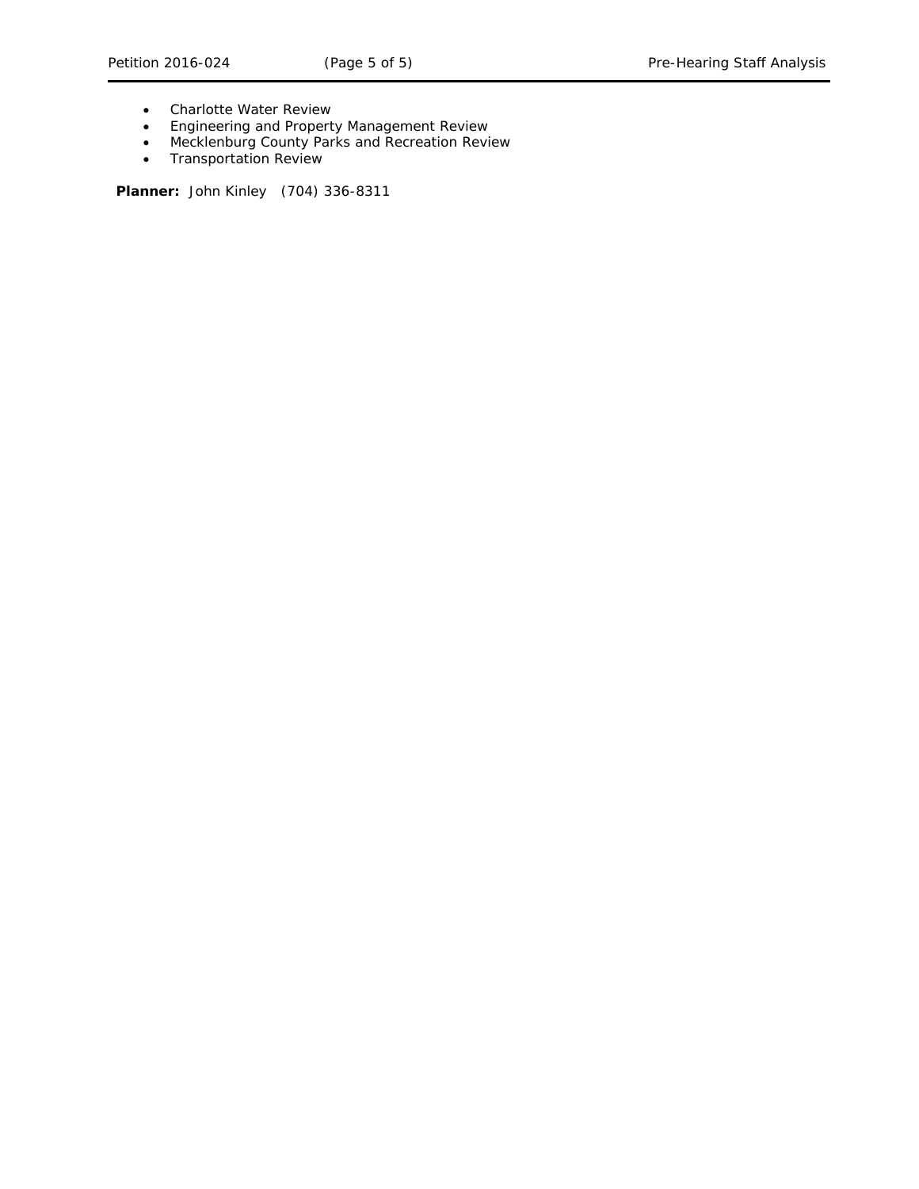- Charlotte Water Review
- Engineering and Property Management Review
- Mecklenburg County Parks and Recreation Review
- Transportation Review

**Planner:** John Kinley (704) 336-8311